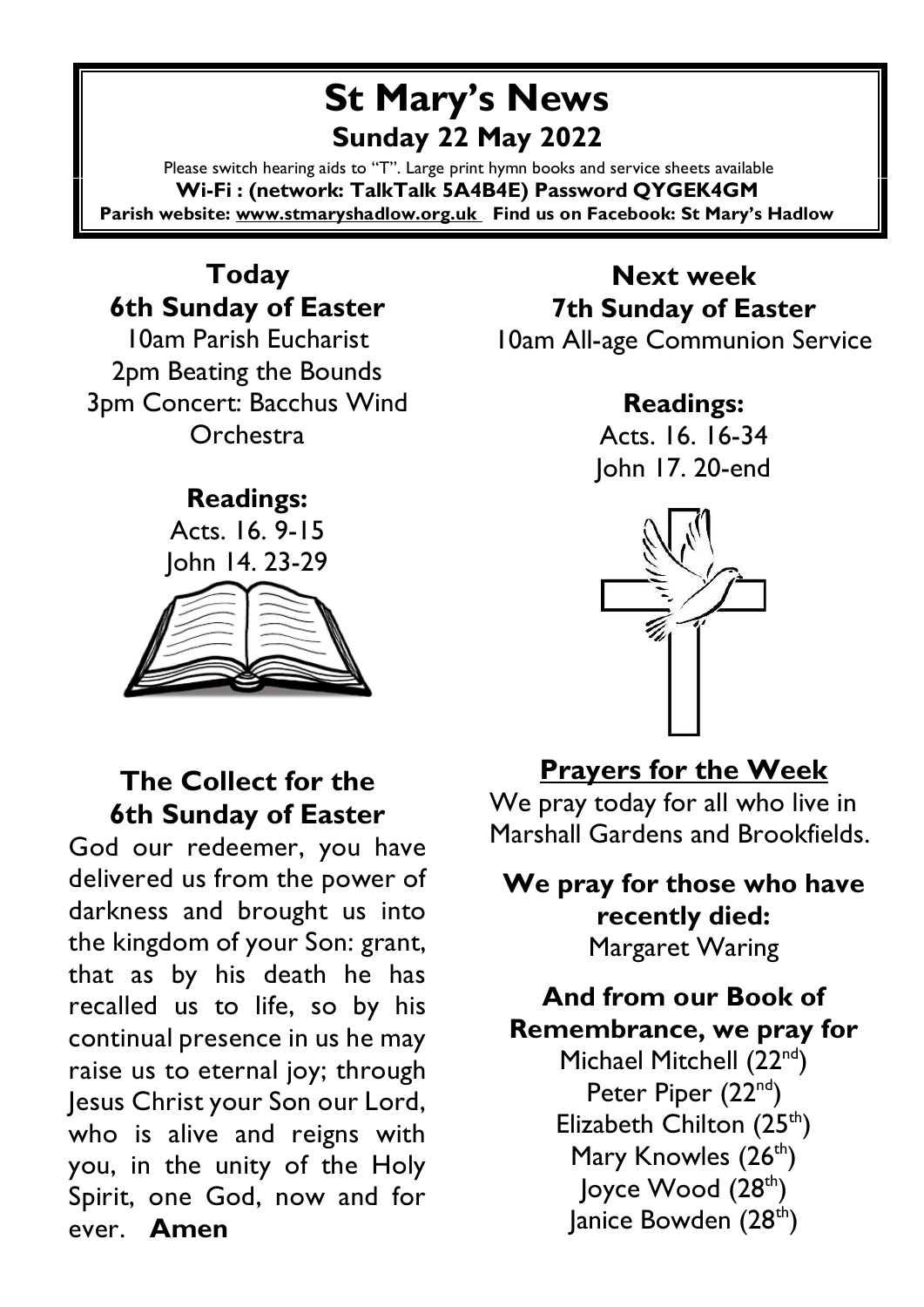# St Mary's News

## Sunday 22 May 2022

Please switch hearing aids to "T". Large print hymn books and service sheets available

**Wi-Fi : (network: TalkTalk 5A4B4E) Password QYGEK4GM**

**Parish website: www.stmaryshadlow.org.uk Find us on Facebook: St Mary's Hadlow**

## Today
## 6th Sunday of Easter

10am Parish Eucharist
2pm Beating the Bounds
3pm Concert: Bacchus Wind Orchestra

**Readings:**
Acts. 16. 9-15
John 14. 23-29

## The Collect for the 6th Sunday of Easter

God our redeemer, you have delivered us from the power of darkness and brought us into the kingdom of your Son: grant, that as by his death he has recalled us to life, so by his continual presence in us he may raise us to eternal joy; through Jesus Christ your Son our Lord, who is alive and reigns with you, in the unity of the Holy Spirit, one God, now and for ever. **Amen**

## Next week
## 7th Sunday of Easter

10am All-age Communion Service

**Readings:**
Acts. 16. 16-34
John 17. 20-end

## Prayers for the Week

We pray today for all who live in Marshall Gardens and Brookfields.

**We pray for those who have recently died:**
Margaret Waring

**And from our Book of Remembrance, we pray for**
Michael Mitchell (22nd)
Peter Piper (22nd)
Elizabeth Chilton (25th)
Mary Knowles (26th)
Joyce Wood (28th)
Janice Bowden (28th)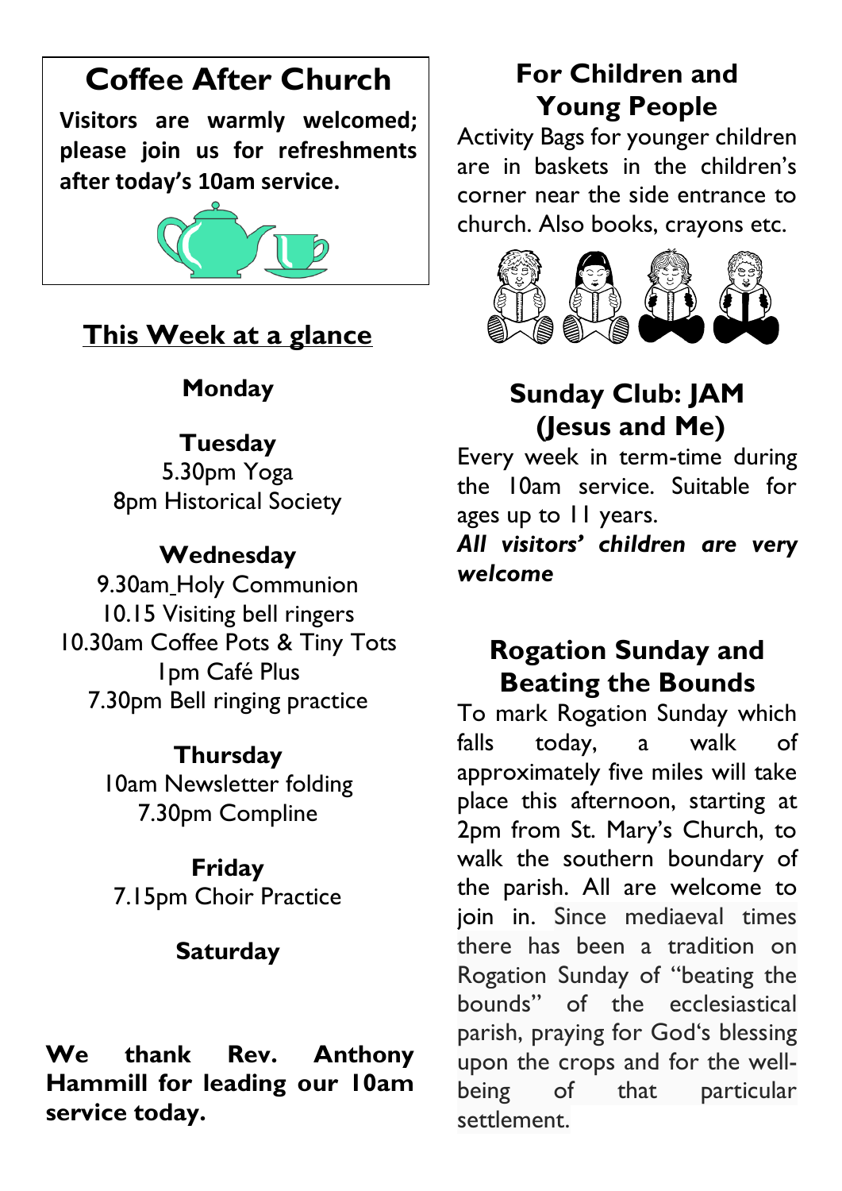## Coffee After Church

**Visitors are warmly welcomed; please join us for refreshments after today's 10am service.**

## This Week at a glance

**Monday**

**Tuesday**
5.30pm Yoga
8pm Historical Society

**Wednesday**
9.30am Holy Communion
10.15 Visiting bell ringers
10.30am Coffee Pots & Tiny Tots
1pm Café Plus
7.30pm Bell ringing practice

**Thursday**
10am Newsletter folding
7.30pm Compline

**Friday**
7.15pm Choir Practice

**Saturday**

**We thank Rev. Anthony Hammill for leading our 10am service today.**

## For Children and Young People

Activity Bags for younger children are in baskets in the children's corner near the side entrance to church. Also books, crayons etc.

## Sunday Club: JAM (Jesus and Me)

Every week in term-time during the 10am service. Suitable for ages up to 11 years.

***All visitors' children are very welcome***

## Rogation Sunday and Beating the Bounds

To mark Rogation Sunday which falls today, a walk of approximately five miles will take place this afternoon, starting at 2pm from St. Mary's Church, to walk the southern boundary of the parish. All are welcome to join in. Since mediaeval times there has been a tradition on Rogation Sunday of "beating the bounds" of the ecclesiastical parish, praying for God's blessing upon the crops and for the well-being of that particular settlement.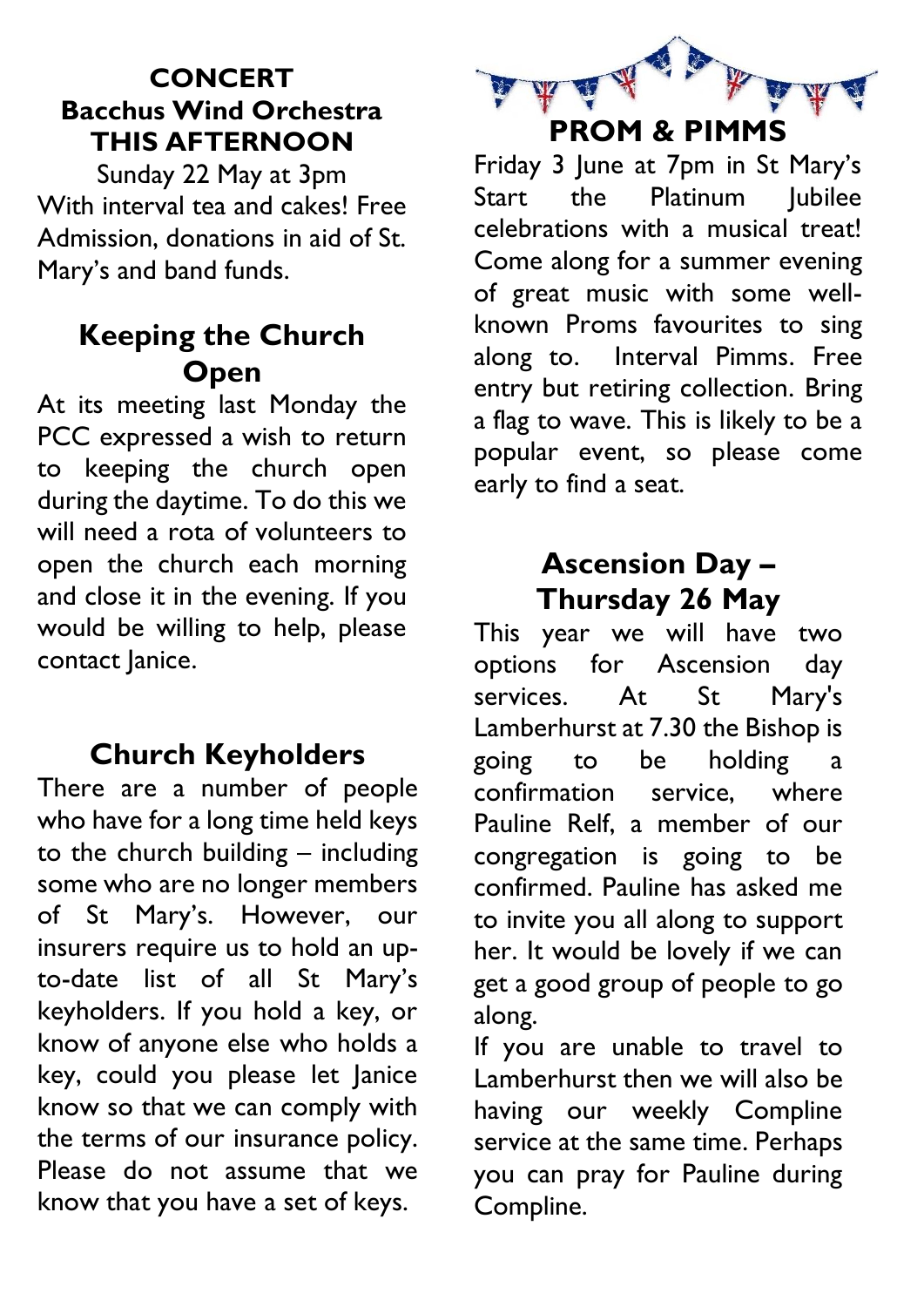## CONCERT
## Bacchus Wind Orchestra
## THIS AFTERNOON

Sunday 22 May at 3pm

With interval tea and cakes! Free Admission, donations in aid of St. Mary's and band funds.

## Keeping the Church Open

At its meeting last Monday the PCC expressed a wish to return to keeping the church open during the daytime. To do this we will need a rota of volunteers to open the church each morning and close it in the evening. If you would be willing to help, please contact Janice.

## Church Keyholders

There are a number of people who have for a long time held keys to the church building – including some who are no longer members of St Mary's. However, our insurers require us to hold an up-to-date list of all St Mary's keyholders. If you hold a key, or know of anyone else who holds a key, could you please let Janice know so that we can comply with the terms of our insurance policy. Please do not assume that we know that you have a set of keys.

## PROM & PIMMS

Friday 3 June at 7pm in St Mary's Start the Platinum Jubilee celebrations with a musical treat! Come along for a summer evening of great music with some well-known Proms favourites to sing along to. Interval Pimms. Free entry but retiring collection. Bring a flag to wave. This is likely to be a popular event, so please come early to find a seat.

## Ascension Day – Thursday 26 May

This year we will have two options for Ascension day services. At St Mary's Lamberhurst at 7.30 the Bishop is going to be holding a confirmation service, where Pauline Relf, a member of our congregation is going to be confirmed. Pauline has asked me to invite you all along to support her. It would be lovely if we can get a good group of people to go along.

If you are unable to travel to Lamberhurst then we will also be having our weekly Compline service at the same time. Perhaps you can pray for Pauline during Compline.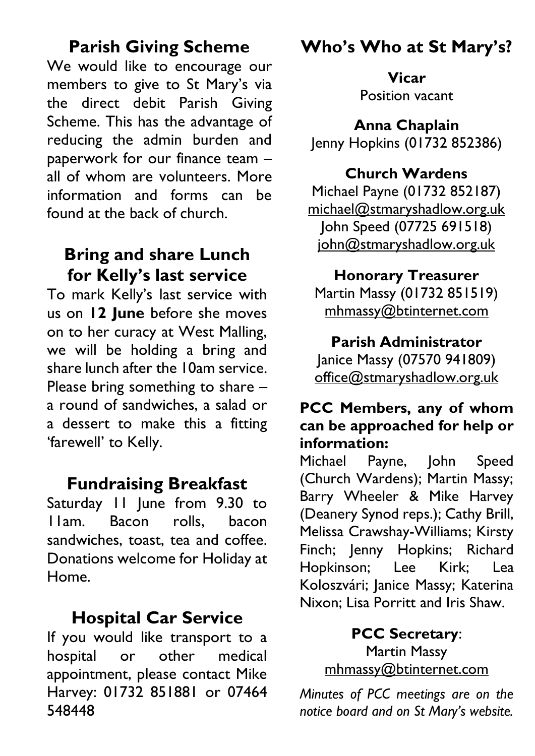## Parish Giving Scheme

We would like to encourage our members to give to St Mary's via the direct debit Parish Giving Scheme. This has the advantage of reducing the admin burden and paperwork for our finance team – all of whom are volunteers. More information and forms can be found at the back of church.

## Bring and share Lunch for Kelly's last service

To mark Kelly's last service with us on **12 June** before she moves on to her curacy at West Malling, we will be holding a bring and share lunch after the 10am service. Please bring something to share – a round of sandwiches, a salad or a dessert to make this a fitting 'farewell' to Kelly.

## Fundraising Breakfast

Saturday 11 June from 9.30 to 11am. Bacon rolls, bacon sandwiches, toast, tea and coffee. Donations welcome for Holiday at Home.

## Hospital Car Service

If you would like transport to a hospital or other medical appointment, please contact Mike Harvey: 01732 851881 or 07464 548448

## Who's Who at St Mary's?

**Vicar**
Position vacant

**Anna Chaplain**
Jenny Hopkins (01732 852386)

**Church Wardens**
Michael Payne (01732 852187)
michael@stmaryshadlow.org.uk
John Speed (07725 691518)
john@stmaryshadlow.org.uk

**Honorary Treasurer**
Martin Massy (01732 851519)
mhmassy@btinternet.com

**Parish Administrator**
Janice Massy (07570 941809)
office@stmaryshadlow.org.uk

**PCC Members, any of whom can be approached for help or information:**
Michael Payne, John Speed (Church Wardens); Martin Massy; Barry Wheeler & Mike Harvey (Deanery Synod reps.); Cathy Brill, Melissa Crawshay-Williams; Kirsty Finch; Jenny Hopkins; Richard Hopkinson; Lee Kirk; Lea Koloszvári; Janice Massy; Katerina Nixon; Lisa Porritt and Iris Shaw.

**PCC Secretary**:
Martin Massy
mhmassy@btinternet.com

*Minutes of PCC meetings are on the notice board and on St Mary's website.*